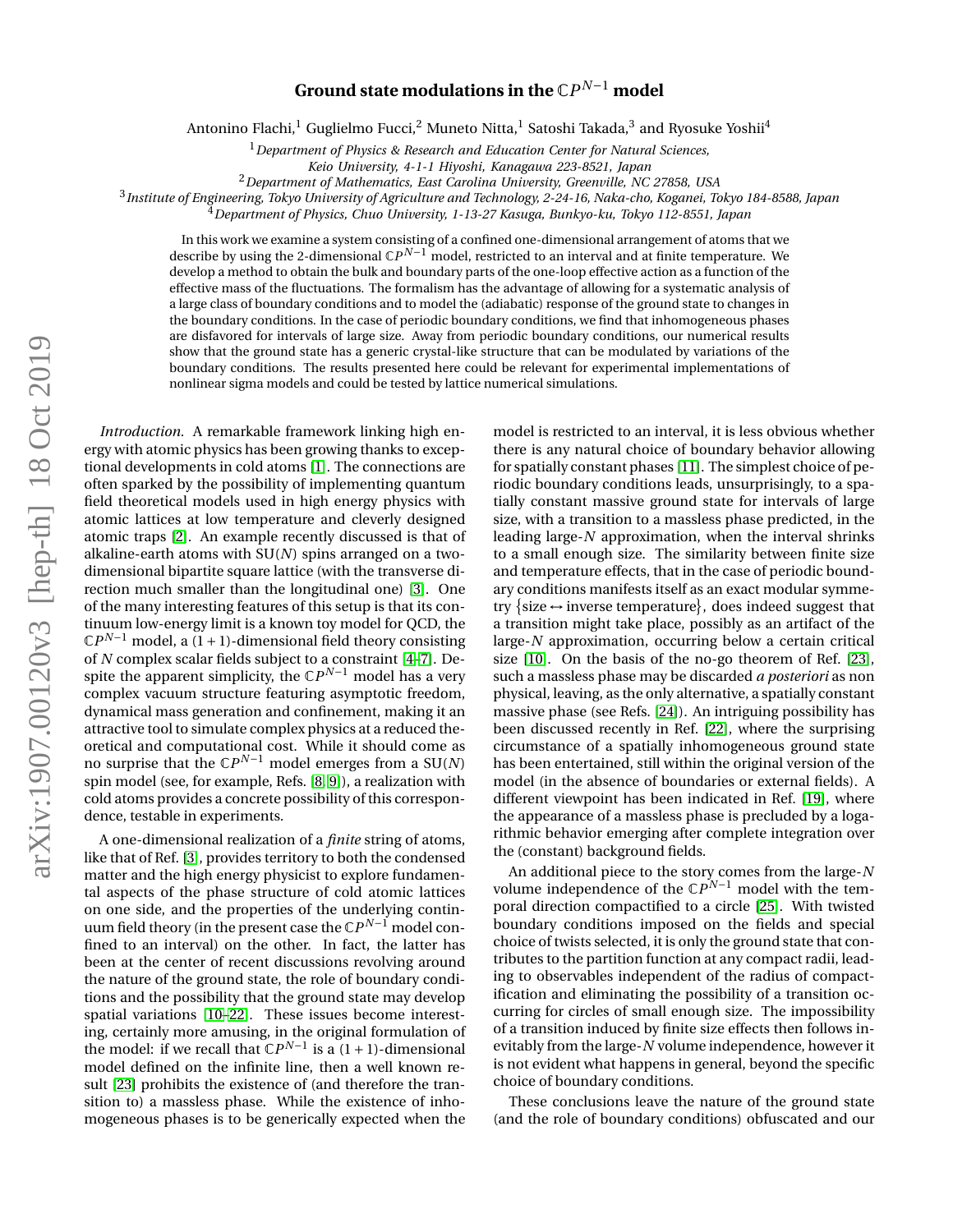# Ground state modulations in the $\mathbb{C}P^{N-1}$ model

Antonino Flachi,[1] Guglielmo Fucci,[2] Muneto Nitta,[1] Satoshi Takada,[3] and Ryosuke Yoshii[4]

[1] *Department of Physics & Research and Education Center for Natural Sciences, Keio University, 4-1-1 Hiyoshi, Kanagawa 223-8521, Japan*

[2] *Department of Mathematics, East Carolina University, Greenville, NC 27858, USA*

[3] *Institute of Engineering, Tokyo University of Agriculture and Technology, 2-24-16, Naka-cho, Koganei, Tokyo 184-8588, Japan*

[4] *Department of Physics, Chuo University, 1-13-27 Kasuga, Bunkyo-ku, Tokyo 112-8551, Japan*

In this work we examine a system consisting of a confined one-dimensional arrangement of atoms that we describe by using the 2-dimensional $\mathbb{C}P^{N-1}$ model, restricted to an interval and at finite temperature. We develop a method to obtain the bulk and boundary parts of the one-loop effective action as a function of the effective mass of the fluctuations. The formalism has the advantage of allowing for a systematic analysis of a large class of boundary conditions and to model the (adiabatic) response of the ground state to changes in the boundary conditions. In the case of periodic boundary conditions, we find that inhomogeneous phases are disfavored for intervals of large size. Away from periodic boundary conditions, our numerical results show that the ground state has a generic crystal-like structure that can be modulated by variations of the boundary conditions. The results presented here could be relevant for experimental implementations of nonlinear sigma models and could be tested by lattice numerical simulations.

*Introduction.* A remarkable framework linking high energy with atomic physics has been growing thanks to exceptional developments in cold atoms [1]. The connections are often sparked by the possibility of implementing quantum field theoretical models used in high energy physics with atomic lattices at low temperature and cleverly designed atomic traps [2]. An example recently discussed is that of alkaline-earth atoms with SU($N$) spins arranged on a two-dimensional bipartite square lattice (with the transverse direction much smaller than the longitudinal one) [3]. One of the many interesting features of this setup is that its continuum low-energy limit is a known toy model for QCD, the $\mathbb{C}P^{N-1}$ model, a $(1+1)$-dimensional field theory consisting of $N$ complex scalar fields subject to a constraint [4–7]. Despite the apparent simplicity, the $\mathbb{C}P^{N-1}$ model has a very complex vacuum structure featuring asymptotic freedom, dynamical mass generation and confinement, making it an attractive tool to simulate complex physics at a reduced theoretical and computational cost. While it should come as no surprise that the $\mathbb{C}P^{N-1}$ model emerges from a SU($N$) spin model (see, for example, Refs. [8, 9]), a realization with cold atoms provides a concrete possibility of this correspondence, testable in experiments.

A one-dimensional realization of a *finite* string of atoms, like that of Ref. [3], provides territory to both the condensed matter and the high energy physicist to explore fundamental aspects of the phase structure of cold atomic lattices on one side, and the properties of the underlying continuum field theory (in the present case the $\mathbb{C}P^{N-1}$ model confined to an interval) on the other. In fact, the latter has been at the center of recent discussions revolving around the nature of the ground state, the role of boundary conditions and the possibility that the ground state may develop spatial variations [10–22]. These issues become interesting, certainly more amusing, in the original formulation of the model: if we recall that $\mathbb{C}P^{N-1}$ is a $(1+1)$-dimensional model defined on the infinite line, then a well known result [23] prohibits the existence of (and therefore the transition to) a massless phase. While the existence of inhomogeneous phases is to be generically expected when the model is restricted to an interval, it is less obvious whether there is any natural choice of boundary behavior allowing for spatially constant phases [11]. The simplest choice of periodic boundary conditions leads, unsurprisingly, to a spatially constant massive ground state for intervals of large size, with a transition to a massless phase predicted, in the leading large-$N$ approximation, when the interval shrinks to a small enough size. The similarity between finite size and temperature effects, that in the case of periodic boundary conditions manifests itself as an exact modular symmetry $\{\text{size} \leftrightarrow \text{inverse temperature}\}$, does indeed suggest that a transition might take place, possibly as an artifact of the large-$N$ approximation, occurring below a certain critical size [10]. On the basis of the no-go theorem of Ref. [23], such a massless phase may be discarded *a posteriori* as non physical, leaving, as the only alternative, a spatially constant massive phase (see Refs. [24]). An intriguing possibility has been discussed recently in Ref. [22], where the surprising circumstance of a spatially inhomogeneous ground state has been entertained, still within the original version of the model (in the absence of boundaries or external fields). A different viewpoint has been indicated in Ref. [19], where the appearance of a massless phase is precluded by a logarithmic behavior emerging after complete integration over the (constant) background fields.

An additional piece to the story comes from the large-$N$ volume independence of the $\mathbb{C}P^{N-1}$ model with the temporal direction compactified to a circle [25]. With twisted boundary conditions imposed on the fields and special choice of twists selected, it is only the ground state that contributes to the partition function at any compact radii, leading to observables independent of the radius of compactification and eliminating the possibility of a transition occurring for circles of small enough size. The impossibility of a transition induced by finite size effects then follows inevitably from the large-$N$ volume independence, however it is not evident what happens in general, beyond the specific choice of boundary conditions.

These conclusions leave the nature of the ground state (and the role of boundary conditions) obfuscated and our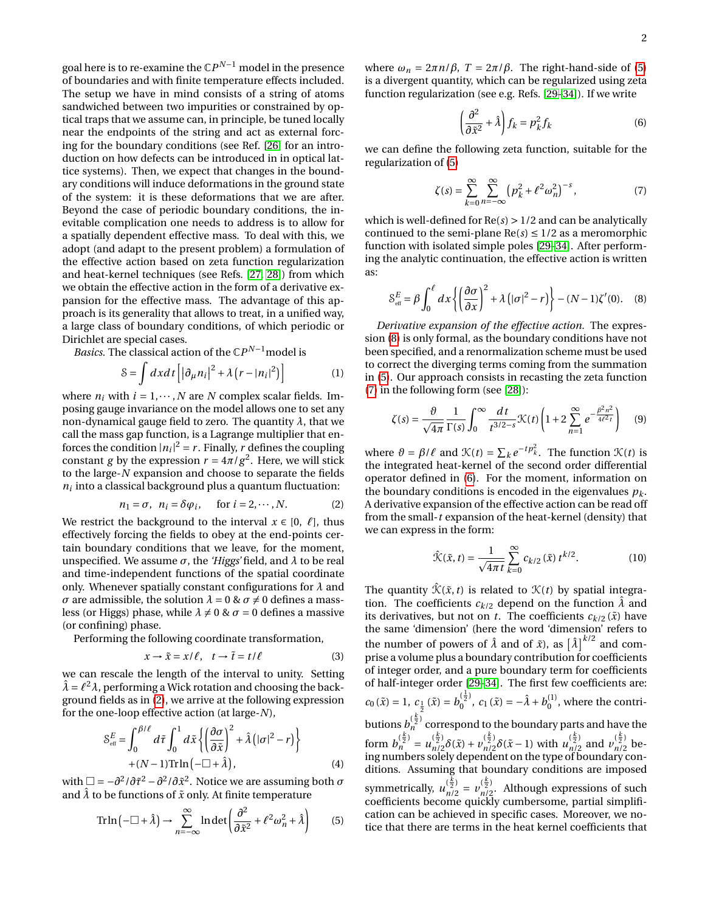goal here is to re-examine the $\mathbb{C}P^{N-1}$ model in the presence of boundaries and with finite temperature effects included. The setup we have in mind consists of a string of atoms sandwiched between two impurities or constrained by optical traps that we assume can, in principle, be tuned locally near the endpoints of the string and act as external forcing for the boundary conditions (see Ref. [26] for an introduction on how defects can be introduced in in optical lattice systems). Then, we expect that changes in the boundary conditions will induce deformations in the ground state of the system: it is these deformations that we are after. Beyond the case of periodic boundary conditions, the inevitable complication one needs to address is to allow for a spatially dependent effective mass. To deal with this, we adopt (and adapt to the present problem) a formulation of the effective action based on zeta function regularization and heat-kernel techniques (see Refs. [27, 28]) from which we obtain the effective action in the form of a derivative expansion for the effective mass. The advantage of this approach is its generality that allows to treat, in a unified way, a large class of boundary conditions, of which periodic or Dirichlet are special cases.

*Basics.* The classical action of the $\mathbb{C}P^{N-1}$ model is

$$\mathcal{S}=\int dxdt\left[\left|\partial_\mu n_i\right|^2+\lambda\left(r-|n_i|^2\right)\right] \tag{1}$$

where $n_i$ with $i=1,\cdots,N$ are $N$ complex scalar fields. Imposing gauge invariance on the model allows one to set any non-dynamical gauge field to zero. The quantity $\lambda$, that we call the mass gap function, is a Lagrange multiplier that enforces the condition $|n_i|^2=r$. Finally, $r$ defines the coupling constant $g$ by the expression $r=4\pi/g^2$. Here, we will stick to the large-$N$ expansion and choose to separate the fields $n_i$ into a classical background plus a quantum fluctuation:

$$n_1=\sigma,\quad n_i=\delta\varphi_i,\qquad \text{for } i=2,\cdots,N. \tag{2}$$

We restrict the background to the interval $x\in[0,\ \ell]$, thus effectively forcing the fields to obey at the end-points certain boundary conditions that we leave, for the moment, unspecified. We assume $\sigma$, the *'Higgs'* field, and $\lambda$ to be real and time-independent functions of the spatial coordinate only. Whenever spatially constant configurations for $\lambda$ and $\sigma$ are admissible, the solution $\lambda=0$ & $\sigma\neq 0$ defines a massless (or Higgs) phase, while $\lambda\neq 0$ & $\sigma=0$ defines a massive (or confining) phase.

Performing the following coordinate transformation,

$$x\to\tilde{x}=x/\ell,\quad t\to\tilde{t}=t/\ell \tag{3}$$

we can rescale the length of the interval to unity. Setting $\hat{\lambda}=\ell^2\lambda$, performing a Wick rotation and choosing the background fields as in (2), we arrive at the following expression for the one-loop effective action (at large-$N$),

$$\begin{aligned}\mathcal{S}^E_{\text{eff}}=&\int_0^{\beta/\ell}d\tilde{\tau}\int_0^1 d\tilde{x}\left\{\left(\frac{\partial\sigma}{\partial\tilde{x}}\right)^2+\hat{\lambda}\left(|\sigma|^2-r\right)\right\}\\&+(N-1)\mathrm{Tr}\ln\left(-\square+\hat{\lambda}\right),\end{aligned} \tag{4}$$

with $\square=-\partial^2/\partial\tilde{\tau}^2-\partial^2/\partial\tilde{x}^2$. Notice we are assuming both $\sigma$ and $\hat{\lambda}$ to be functions of $\tilde{x}$ only. At finite temperature

$$\mathrm{Tr}\ln\left(-\square+\hat{\lambda}\right)\to\sum_{n=-\infty}^{\infty}\ln\det\left(\frac{\partial^2}{\partial\tilde{x}^2}+\ell^2\omega_n^2+\hat{\lambda}\right) \tag{5}$$

where $\omega_n=2\pi n/\beta$, $T=2\pi/\beta$. The right-hand-side of (5) is a divergent quantity, which can be regularized using zeta function regularization (see e.g. Refs. [29–34]). If we write

$$\left(\frac{\partial^2}{\partial\tilde{x}^2}+\hat{\lambda}\right)f_k=p_k^2f_k \tag{6}$$

we can define the following zeta function, suitable for the regularization of (5)

$$\zeta(s)=\sum_{k=0}^{\infty}\sum_{n=-\infty}^{\infty}\left(p_k^2+\ell^2\omega_n^2\right)^{-s}, \tag{7}$$

which is well-defined for $\mathrm{Re}(s)>1/2$ and can be analytically continued to the semi-plane $\mathrm{Re}(s)\leq 1/2$ as a meromorphic function with isolated simple poles [29–34]. After performing the analytic continuation, the effective action is written as:

$$\mathcal{S}^E_{\text{eff}}=\beta\int_0^\ell dx\left\{\left(\frac{\partial\sigma}{\partial x}\right)^2+\lambda\left(|\sigma|^2-r\right)\right\}-(N-1)\zeta'(0). \tag{8}$$

*Derivative expansion of the effective action.* The expression (8) is only formal, as the boundary conditions have not been specified, and a renormalization scheme must be used to correct the diverging terms coming from the summation in (5). Our approach consists in recasting the zeta function (7) in the following form (see [28]):

$$\zeta(s)=\frac{\vartheta}{\sqrt{4\pi}}\frac{1}{\Gamma(s)}\int_0^\infty\frac{dt}{t^{3/2-s}}\mathcal{K}(t)\left(1+2\sum_{n=1}^{\infty}e^{-\frac{\beta^2n^2}{4\ell^2t}}\right) \tag{9}$$

where $\vartheta=\beta/\ell$ and $\mathcal{K}(t)=\sum_k e^{-tp_k^2}$. The function $\mathcal{K}(t)$ is the integrated heat-kernel of the second order differential operator defined in (6). For the moment, information on the boundary conditions is encoded in the eigenvalues $p_k$. A derivative expansion of the effective action can be read off from the small-$t$ expansion of the heat-kernel (density) that we can express in the form:

$$\hat{\mathcal{K}}(\tilde{x},t)=\frac{1}{\sqrt{4\pi t}}\sum_{k=0}^{\infty}c_{k/2}(\tilde{x})\,t^{k/2}. \tag{10}$$

The quantity $\hat{\mathcal{K}}(\tilde{x},t)$ is related to $\mathcal{K}(t)$ by spatial integration. The coefficients $c_{k/2}$ depend on the function $\hat{\lambda}$ and its derivatives, but not on $t$. The coefficients $c_{k/2}(\tilde{x})$ have the same 'dimension' (here the word 'dimension' refers to the number of powers of $\hat{\lambda}$ and of $\tilde{x}$), as $\left[\hat{\lambda}\right]^{k/2}$ and comprise a volume plus a boundary contribution for coefficients of integer order, and a pure boundary term for coefficients of half-integer order [29–34]. The first few coefficients are: $c_0(\tilde{x})=1$, $c_{\frac{1}{2}}(\tilde{x})=b_0^{(\frac{1}{2})}$, $c_1(\tilde{x})=-\hat{\lambda}+b_0^{(1)}$, where the contributions $b_n^{(\frac{k}{2})}$ correspond to the boundary parts and have the form $b_n^{(\frac{k}{2})}=u_{n/2}^{(\frac{k}{2})}\delta(\tilde{x})+v_{n/2}^{(\frac{k}{2})}\delta(\tilde{x}-1)$ with $u_{n/2}^{(\frac{k}{2})}$ and $v_{n/2}^{(\frac{k}{2})}$ being numbers solely dependent on the type of boundary conditions. Assuming that boundary conditions are imposed symmetrically, $u_{n/2}^{(\frac{k}{2})}=v_{n/2}^{(\frac{k}{2})}$. Although expressions of such coefficients become quickly cumbersome, partial simplification can be achieved in specific cases. Moreover, we notice that there are terms in the heat kernel coefficients that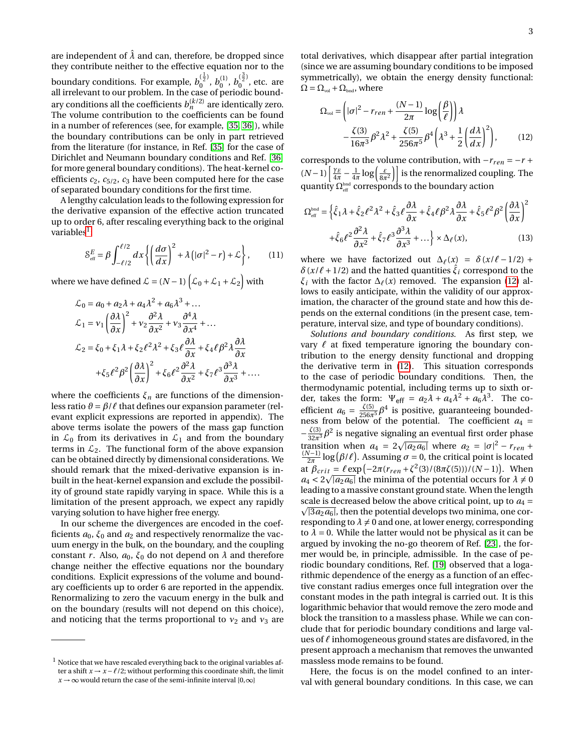are independent of $\hat{\lambda}$ and can, therefore, be dropped since they contribute neither to the effective equation nor to the boundary conditions. For example, $b_0^{(\frac{1}{2})}$, $b_0^{(1)}$, $b_0^{(\frac{3}{2})}$, etc. are all irrelevant to our problem. In the case of periodic boundary conditions all the coefficients $b_n^{(k/2)}$ are identically zero. The volume contribution to the coefficients can be found in a number of references (see, for example, [35, 36]), while the boundary contributions can be only in part retrieved from the literature (for instance, in Ref. [35] for the case of Dirichlet and Neumann boundary conditions and Ref. [36] for more general boundary conditions). The heat-kernel coefficients $c_2$, $c_{5/2}$, $c_3$ have been computed here for the case of separated boundary conditions for the first time.

A lengthy calculation leads to the following expression for the derivative expansion of the effective action truncated up to order 6, after rescaling everything back to the original variables[1]

$$\mathcal{S}^E_{\rm eff} = \beta \int_{-\ell/2}^{\ell/2} dx \left\{ \left(\frac{d\sigma}{dx}\right)^2 + \lambda\left(|\sigma|^2 - r\right) + \mathcal{L} \right\}, \qquad (11)$$

where we have defined $\mathcal{L} = (N-1)\left(\mathcal{L}_0 + \mathcal{L}_1 + \mathcal{L}_2\right)$ with

$$\begin{aligned}
\mathcal{L}_0 &= a_0 + a_2\lambda + a_4\lambda^2 + a_6\lambda^3 + \ldots \\
\mathcal{L}_1 &= v_1\left(\frac{\partial\lambda}{\partial x}\right)^2 + v_2\frac{\partial^2\lambda}{\partial x^2} + v_3\frac{\partial^4\lambda}{\partial x^4} + \ldots \\
\mathcal{L}_2 &= \xi_0 + \xi_1\lambda + \xi_2\ell^2\lambda^2 + \xi_3\ell\frac{\partial\lambda}{\partial x} + \xi_4\ell\beta^2\lambda\frac{\partial\lambda}{\partial x} \\
&\quad + \xi_5\ell^2\beta^2\left(\frac{\partial\lambda}{\partial x}\right)^2 + \xi_6\ell^2\frac{\partial^2\lambda}{\partial x^2} + \xi_7\ell^3\frac{\partial^3\lambda}{\partial x^3} + \ldots.
\end{aligned}$$

where the coefficients $\xi_n$ are functions of the dimensionless ratio $\vartheta = \beta/\ell$ that defines our expansion parameter (relevant explicit expressions are reported in appendix). The above terms isolate the powers of the mass gap function in $\mathcal{L}_0$ from its derivatives in $\mathcal{L}_1$ and from the boundary terms in $\mathcal{L}_2$. The functional form of the above expansion can be obtained directly by dimensional considerations. We should remark that the mixed-derivative expansion is inbuilt in the heat-kernel expansion and exclude the possibility of ground state rapidly varying in space. While this is a limitation of the present approach, we expect any rapidly varying solution to have higher free energy.

In our scheme the divergences are encoded in the coefficients $a_0$, $\xi_0$ and $a_2$ and respectively renormalize the vacuum energy in the bulk, on the boundary, and the coupling constant $r$. Also, $a_0$, $\xi_0$ do not depend on $\lambda$ and therefore change neither the effective equations nor the boundary conditions. Explicit expressions of the volume and boundary coefficients up to order 6 are reported in the appendix. Renormalizing to zero the vacuum energy in the bulk and on the boundary (results will not depend on this choice), and noticing that the terms proportional to $v_2$ and $v_3$ are total derivatives, which disappear after partial integration (since we are assuming boundary conditions to be imposed symmetrically), we obtain the energy density functional: $\Omega = \Omega_{\rm vol} + \Omega_{\rm bnd}$, where

$$\begin{aligned}
\Omega_{\rm vol} &= \left(|\sigma|^2 - r_{ren} + \frac{(N-1)}{2\pi}\log\left(\frac{\beta}{\ell}\right)\right)\lambda \\
&\quad - \frac{\zeta(3)}{16\pi^3}\beta^2\lambda^2 + \frac{\zeta(5)}{256\pi^5}\beta^4\left(\lambda^3 + \frac{1}{2}\left(\frac{d\lambda}{dx}\right)^2\right),
\end{aligned} \qquad (12)$$

corresponds to the volume contribution, with $-r_{ren} = -r + (N-1)\left[\frac{\gamma_E}{4\pi} - \frac{1}{4\pi}\log\left(\frac{\varepsilon}{8\pi^2}\right)\right]$ is the renormalized coupling. The quantity $\Omega^{\rm bnd}_{\rm eff}$ corresponds to the boundary action

$$\begin{aligned}
\Omega^{\rm bnd}_{\rm eff} &= \Big\{\hat{\xi}_1\lambda + \hat{\xi}_2\ell^2\lambda^2 + \hat{\xi}_3\ell\frac{\partial\lambda}{\partial x} + \hat{\xi}_4\ell\beta^2\lambda\frac{\partial\lambda}{\partial x} + \hat{\xi}_5\ell^2\beta^2\left(\frac{\partial\lambda}{\partial x}\right)^2 \\
&\quad + \hat{\xi}_6\ell^2\frac{\partial^2\lambda}{\partial x^2} + \hat{\xi}_7\ell^3\frac{\partial^3\lambda}{\partial x^3} + \ldots\Big\} \times \Delta_\ell(x),
\end{aligned} \qquad (13)$$

where we have factorized out $\Delta_\ell(x) = \delta(x/\ell - 1/2) + \delta(x/\ell + 1/2)$ and the hatted quantities $\hat{\xi}_i$ correspond to the $\xi_i$ with the factor $\Delta_\ell(x)$ removed. The expansion (12) allows to easily anticipate, within the validity of our approximation, the character of the ground state and how this depends on the external conditions (in the present case, temperature, interval size, and type of boundary conditions).

*Solutions and boundary conditions.* As first step, we vary $\ell$ at fixed temperature ignoring the boundary contribution to the energy density functional and dropping the derivative term in (12). This situation corresponds to the case of periodic boundary conditions. Then, the thermodynamic potential, including terms up to sixth order, takes the form: $\Psi_{\rm eff} = a_2\lambda + a_4\lambda^2 + a_6\lambda^3$. The coefficient $a_6 = \frac{\zeta(5)}{256\pi^5}\beta^4$ is positive, guaranteeing boundedness from below of the potential. The coefficient $a_4 = -\frac{\zeta(3)}{32\pi^3}\beta^2$ is negative signaling an eventual first order phase transition when $a_4 = 2\sqrt{|a_2 a_6|}$ where $a_2 = |\sigma|^2 - r_{ren} + \frac{(N-1)}{2\pi}\log(\beta/\ell)$. Assuming $\sigma = 0$, the critical point is located at $\beta_{crit} = \ell\exp\left(-2\pi(r_{ren} + \zeta^2(3)/(8\pi\zeta(5)))/(N-1)\right)$. When $a_4 < 2\sqrt{|a_2 a_6|}$ the minima of the potential occurs for $\lambda \neq 0$ leading to a massive constant ground state. When the length scale is decreased below the above critical point, up to $a_4 = \sqrt{|3a_2 a_6|}$, then the potential develops two minima, one corresponding to $\lambda \neq 0$ and one, at lower energy, corresponding to $\lambda = 0$. While the latter would not be physical as it can be argued by invoking the no-go theorem of Ref. [23], the former would be, in principle, admissible. In the case of periodic boundary conditions, Ref. [19] observed that a logarithmic dependence of the energy as a function of an effective constant radius emerges once full integration over the constant modes in the path integral is carried out. It is this logarithmic behavior that would remove the zero mode and block the transition to a massless phase. While we can conclude that for periodic boundary conditions and large values of $\ell$ inhomogeneous ground states are disfavored, in the present approach a mechanism that removes the unwanted massless mode remains to be found.

Here, the focus is on the model confined to an interval with general boundary conditions. In this case, we can

[1] Notice that we have rescaled everything back to the original variables after a shift $x \to x - \ell/2$; without performing this coordinate shift, the limit $x \to \infty$ would return the case of the semi-infinite interval $[0, \infty]$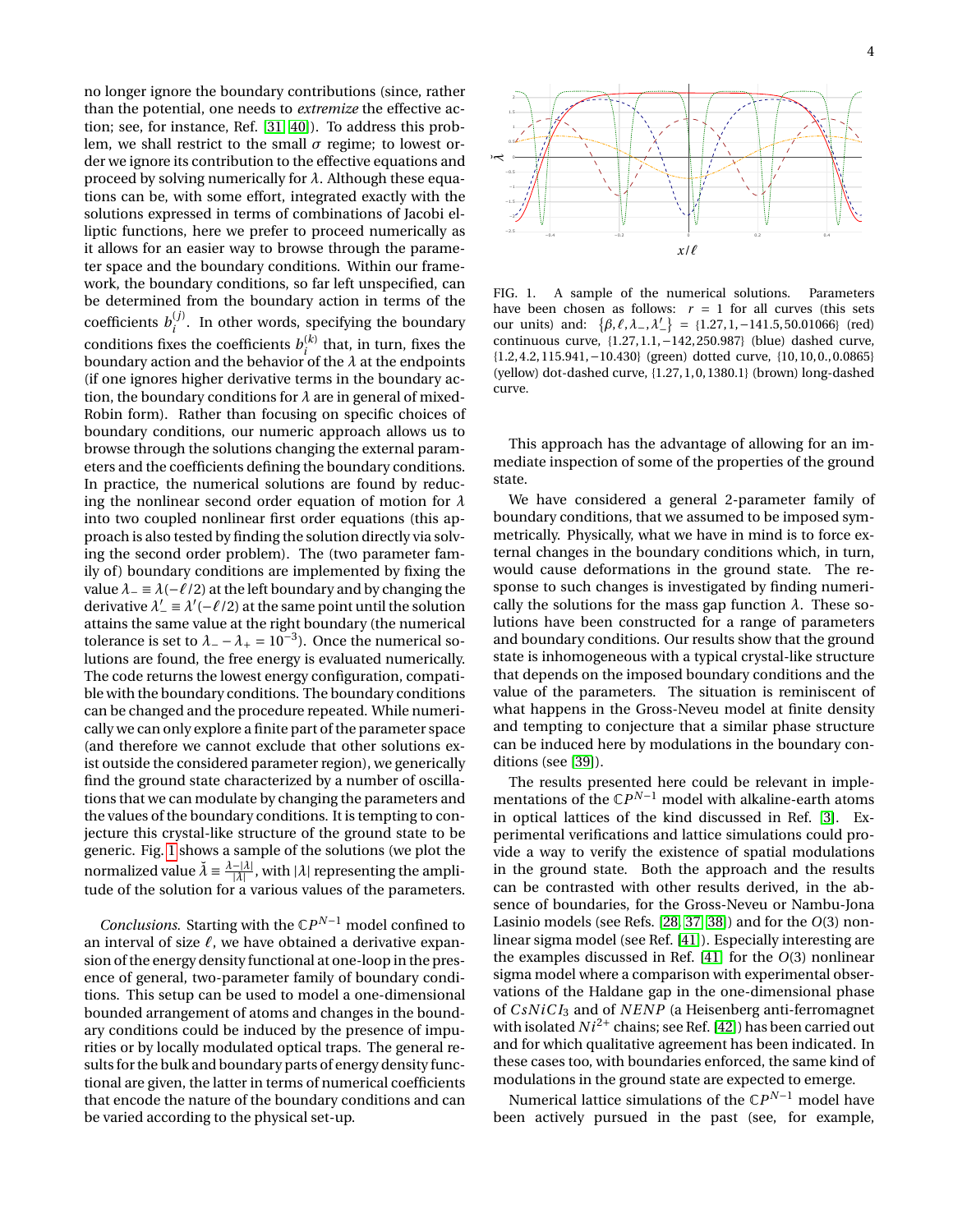no longer ignore the boundary contributions (since, rather than the potential, one needs to *extremize* the effective action; see, for instance, Ref. [31, 40]). To address this problem, we shall restrict to the small $\sigma$ regime; to lowest order we ignore its contribution to the effective equations and proceed by solving numerically for $\lambda$. Although these equations can be, with some effort, integrated exactly with the solutions expressed in terms of combinations of Jacobi elliptic functions, here we prefer to proceed numerically as it allows for an easier way to browse through the parameter space and the boundary conditions. Within our framework, the boundary conditions, so far left unspecified, can be determined from the boundary action in terms of the coefficients $b_i^{(j)}$. In other words, specifying the boundary conditions fixes the coefficients $b_i^{(k)}$ that, in turn, fixes the boundary action and the behavior of the $\lambda$ at the endpoints (if one ignores higher derivative terms in the boundary action, the boundary conditions for $\lambda$ are in general of mixed-Robin form). Rather than focusing on specific choices of boundary conditions, our numeric approach allows us to browse through the solutions changing the external parameters and the coefficients defining the boundary conditions. In practice, the numerical solutions are found by reducing the nonlinear second order equation of motion for $\lambda$ into two coupled nonlinear first order equations (this approach is also tested by finding the solution directly via solving the second order problem). The (two parameter family of) boundary conditions are implemented by fixing the value $\lambda_- \equiv \lambda(-\ell/2)$ at the left boundary and by changing the derivative $\lambda'_- \equiv \lambda'(-\ell/2)$ at the same point until the solution attains the same value at the right boundary (the numerical tolerance is set to $\lambda_- - \lambda_+ = 10^{-3}$). Once the numerical solutions are found, the free energy is evaluated numerically. The code returns the lowest energy configuration, compatible with the boundary conditions. The boundary conditions can be changed and the procedure repeated. While numerically we can only explore a finite part of the parameter space (and therefore we cannot exclude that other solutions exist outside the considered parameter region), we generically find the ground state characterized by a number of oscillations that we can modulate by changing the parameters and the values of the boundary conditions. It is tempting to conjecture this crystal-like structure of the ground state to be generic. Fig. 1 shows a sample of the solutions (we plot the normalized value $\check{\lambda} \equiv \frac{\lambda - |\lambda|}{|\lambda|}$, with $|\lambda|$ representing the amplitude of the solution for a various values of the parameters.

*Conclusions.* Starting with the $\mathbb{C}P^{N-1}$ model confined to an interval of size $\ell$, we have obtained a derivative expansion of the energy density functional at one-loop in the presence of general, two-parameter family of boundary conditions. This setup can be used to model a one-dimensional bounded arrangement of atoms and changes in the boundary conditions could be induced by the presence of impurities or by locally modulated optical traps. The general results for the bulk and boundary parts of energy density functional are given, the latter in terms of numerical coefficients that encode the nature of the boundary conditions and can be varied according to the physical set-up.

FIG. 1. A sample of the numerical solutions. Parameters have been chosen as follows: $r = 1$ for all curves (this sets our units) and: $\{\beta, \ell, \lambda_-, \lambda'_-\} = \{1.27, 1, -141.5, 50.01066\}$ (red) continuous curve, $\{1.27, 1.1, -142, 250.987\}$ (blue) dashed curve, $\{1.2, 4.2, 115.941, -10.430\}$ (green) dotted curve, $\{10, 10, 0., 0.0865\}$ (yellow) dot-dashed curve, $\{1.27, 1, 0, 1380.1\}$ (brown) long-dashed curve.

This approach has the advantage of allowing for an immediate inspection of some of the properties of the ground state.

We have considered a general 2-parameter family of boundary conditions, that we assumed to be imposed symmetrically. Physically, what we have in mind is to force external changes in the boundary conditions which, in turn, would cause deformations in the ground state. The response to such changes is investigated by finding numerically the solutions for the mass gap function $\lambda$. These solutions have been constructed for a range of parameters and boundary conditions. Our results show that the ground state is inhomogeneous with a typical crystal-like structure that depends on the imposed boundary conditions and the value of the parameters. The situation is reminiscent of what happens in the Gross-Neveu model at finite density and tempting to conjecture that a similar phase structure can be induced here by modulations in the boundary conditions (see [39]).

The results presented here could be relevant in implementations of the $\mathbb{C}P^{N-1}$ model with alkaline-earth atoms in optical lattices of the kind discussed in Ref. [3]. Experimental verifications and lattice simulations could provide a way to verify the existence of spatial modulations in the ground state. Both the approach and the results can be contrasted with other results derived, in the absence of boundaries, for the Gross-Neveu or Nambu-Jona Lasinio models (see Refs. [28, 37, 38]) and for the $O(3)$ nonlinear sigma model (see Ref. [41]). Especially interesting are the examples discussed in Ref. [41] for the $O(3)$ nonlinear sigma model where a comparison with experimental observations of the Haldane gap in the one-dimensional phase of $CsNiCl_3$ and of $NENP$ (a Heisenberg anti-ferromagnet with isolated $Ni^{2+}$ chains; see Ref. [42]) has been carried out and for which qualitative agreement has been indicated. In these cases too, with boundaries enforced, the same kind of modulations in the ground state are expected to emerge.

Numerical lattice simulations of the $\mathbb{C}P^{N-1}$ model have been actively pursued in the past (see, for example,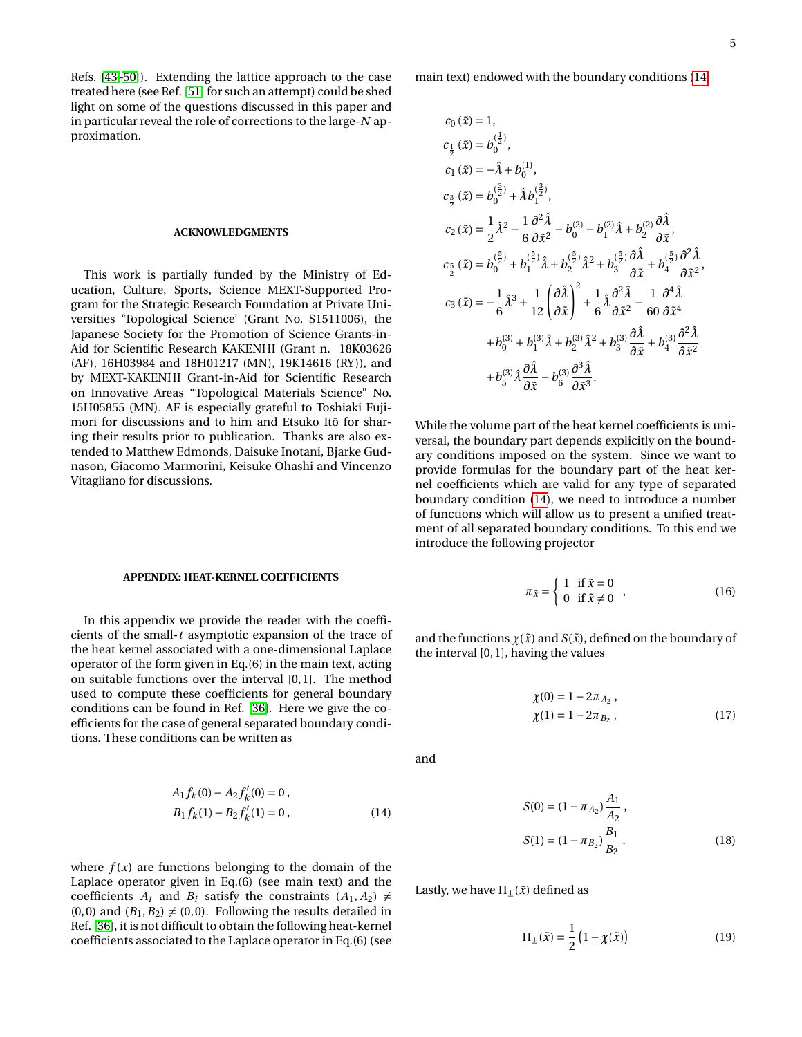Refs. [43–50]). Extending the lattice approach to the case treated here (see Ref. [51] for such an attempt) could be shed light on some of the questions discussed in this paper and in particular reveal the role of corrections to the large-$N$ approximation.

## ACKNOWLEDGMENTS

This work is partially funded by the Ministry of Education, Culture, Sports, Science MEXT-Supported Program for the Strategic Research Foundation at Private Universities 'Topological Science' (Grant No. S1511006), the Japanese Society for the Promotion of Science Grants-in-Aid for Scientific Research KAKENHI (Grant n. 18K03626 (AF), 16H03984 and 18H01217 (MN), 19K14616 (RY)), and by MEXT-KAKENHI Grant-in-Aid for Scientific Research on Innovative Areas "Topological Materials Science" No. 15H05855 (MN). AF is especially grateful to Toshiaki Fujimori for discussions and to him and Etsuko Itō for sharing their results prior to publication. Thanks are also extended to Matthew Edmonds, Daisuke Inotani, Bjarke Gudnason, Giacomo Marmorini, Keisuke Ohashi and Vincenzo Vitagliano for discussions.

## APPENDIX: HEAT-KERNEL COEFFICIENTS

In this appendix we provide the reader with the coefficients of the small-$t$ asymptotic expansion of the trace of the heat kernel associated with a one-dimensional Laplace operator of the form given in Eq.(6) in the main text, acting on suitable functions over the interval $[0,1]$. The method used to compute these coefficients for general boundary conditions can be found in Ref. [36]. Here we give the coefficients for the case of general separated boundary conditions. These conditions can be written as

$$
\begin{aligned}
A_1 f_k(0) - A_2 f_k'(0) &= 0\,,\\
B_1 f_k(1) - B_2 f_k'(1) &= 0\,,
\end{aligned}
\tag{14}
$$

where $f(x)$ are functions belonging to the domain of the Laplace operator given in Eq.(6) (see main text) and the coefficients $A_i$ and $B_i$ satisfy the constraints $(A_1, A_2) \neq (0,0)$ and $(B_1, B_2) \neq (0,0)$. Following the results detailed in Ref. [36], it is not difficult to obtain the following heat-kernel coefficients associated to the Laplace operator in Eq.(6) (see main text) endowed with the boundary conditions (14)

$$
\begin{aligned}
c_0(\tilde{x}) &= 1,\\
c_{\frac{1}{2}}(\tilde{x}) &= b_0^{(\frac{1}{2})},\\
c_1(\tilde{x}) &= -\hat{\lambda} + b_0^{(1)},\\
c_{\frac{3}{2}}(\tilde{x}) &= b_0^{(\frac{3}{2})} + \hat{\lambda}\, b_1^{(\frac{3}{2})},\\
c_2(\tilde{x}) &= \frac{1}{2}\hat{\lambda}^2 - \frac{1}{6}\frac{\partial^2\hat{\lambda}}{\partial\tilde{x}^2} + b_0^{(2)} + b_1^{(2)}\hat{\lambda} + b_2^{(2)}\frac{\partial\hat{\lambda}}{\partial\tilde{x}},\\
c_{\frac{5}{2}}(\tilde{x}) &= b_0^{(\frac{5}{2})} + b_1^{(\frac{5}{2})}\hat{\lambda} + b_2^{(\frac{5}{2})}\hat{\lambda}^2 + b_3^{(\frac{5}{2})}\frac{\partial\hat{\lambda}}{\partial\tilde{x}} + b_4^{(\frac{5}{2})}\frac{\partial^2\hat{\lambda}}{\partial\tilde{x}^2},\\
c_3(\tilde{x}) &= -\frac{1}{6}\hat{\lambda}^3 + \frac{1}{12}\left(\frac{\partial\hat{\lambda}}{\partial\tilde{x}}\right)^2 + \frac{1}{6}\hat{\lambda}\frac{\partial^2\hat{\lambda}}{\partial\tilde{x}^2} - \frac{1}{60}\frac{\partial^4\hat{\lambda}}{\partial\tilde{x}^4}\\
&\quad + b_0^{(3)} + b_1^{(3)}\hat{\lambda} + b_2^{(3)}\hat{\lambda}^2 + b_3^{(3)}\frac{\partial\hat{\lambda}}{\partial\tilde{x}} + b_4^{(3)}\frac{\partial^2\hat{\lambda}}{\partial\tilde{x}^2}\\
&\quad + b_5^{(3)}\hat{\lambda}\frac{\partial\hat{\lambda}}{\partial\tilde{x}} + b_6^{(3)}\frac{\partial^3\hat{\lambda}}{\partial\tilde{x}^3}.
\end{aligned}
$$

While the volume part of the heat kernel coefficients is universal, the boundary part depends explicitly on the boundary conditions imposed on the system. Since we want to provide formulas for the boundary part of the heat kernel coefficients which are valid for any type of separated boundary condition (14), we need to introduce a number of functions which will allow us to present a unified treatment of all separated boundary conditions. To this end we introduce the following projector

$$
\pi_{\tilde{x}} = \begin{cases} 1 & \text{if } \tilde{x} = 0\\ 0 & \text{if } \tilde{x} \neq 0 \end{cases}\,,
\tag{16}
$$

and the functions $\chi(\tilde{x})$ and $S(\tilde{x})$, defined on the boundary of the interval $[0,1]$, having the values

$$
\begin{aligned}
\chi(0) &= 1 - 2\pi_{A_2}\,,\\
\chi(1) &= 1 - 2\pi_{B_2}\,,
\end{aligned}
\tag{17}
$$

and

$$
\begin{aligned}
S(0) &= (1 - \pi_{A_2})\frac{A_1}{A_2}\,,\\
S(1) &= (1 - \pi_{B_2})\frac{B_1}{B_2}\,.
\end{aligned}
\tag{18}
$$

Lastly, we have $\Pi_\pm(\tilde{x})$ defined as

$$
\Pi_\pm(\tilde{x}) = \frac{1}{2}\left(1 + \chi(\tilde{x})\right)
\tag{19}
$$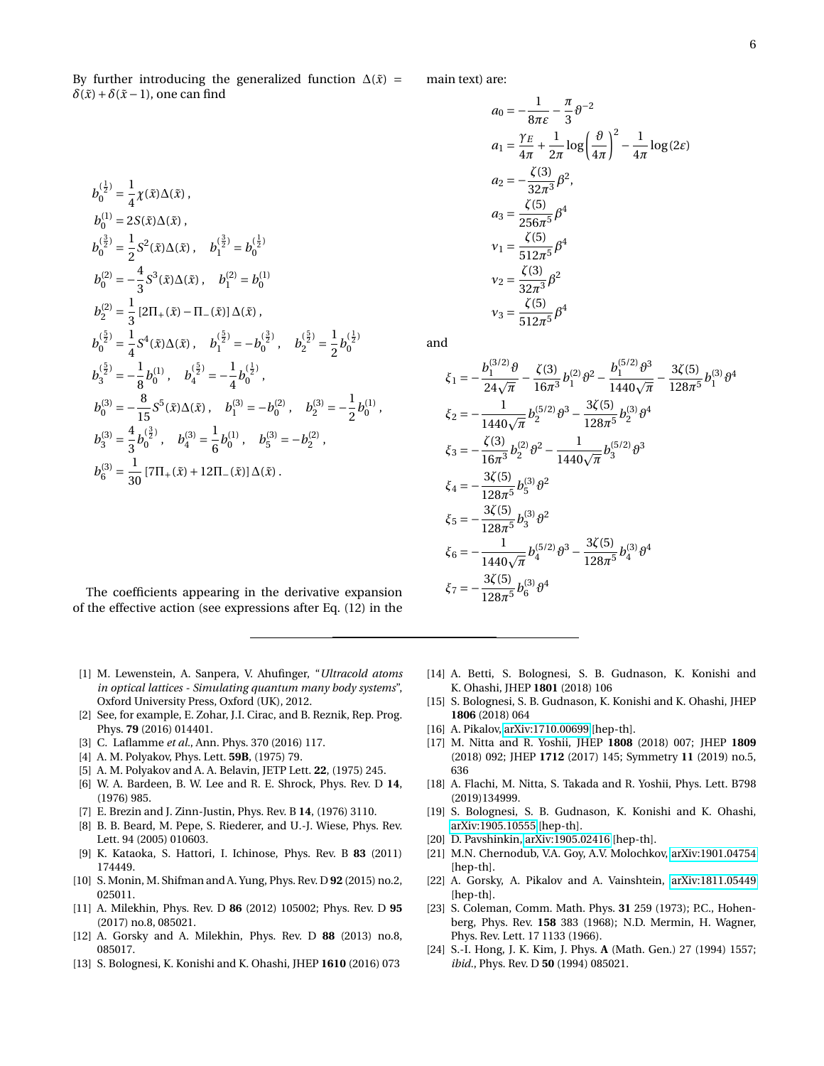By further introducing the generalized function $\Delta(\tilde{x}) = \delta(\tilde{x}) + \delta(\tilde{x}-1)$, one can find

$$
\begin{aligned}
& b_0^{(\frac{1}{2})} = \frac{1}{4}\chi(\tilde{x})\Delta(\tilde{x}) \,, \\
& b_0^{(1)} = 2S(\tilde{x})\Delta(\tilde{x}) \,, \\
& b_0^{(\frac{3}{2})} = \frac{1}{2}S^2(\tilde{x})\Delta(\tilde{x}) \,, \quad b_1^{(\frac{3}{2})} = b_0^{(\frac{1}{2})} \\
& b_0^{(2)} = -\frac{4}{3}S^3(\tilde{x})\Delta(\tilde{x}) \,, \quad b_1^{(2)} = b_0^{(1)} \\
& b_2^{(2)} = \frac{1}{3}\left[2\Pi_+(\tilde{x}) - \Pi_-(\tilde{x})\right]\Delta(\tilde{x}) \,, \\
& b_0^{(\frac{5}{2})} = \frac{1}{4}S^4(\tilde{x})\Delta(\tilde{x}) \,, \quad b_1^{(\frac{5}{2})} = -b_0^{(\frac{3}{2})} \,, \quad b_2^{(\frac{5}{2})} = \frac{1}{2}b_0^{(\frac{1}{2})} \\
& b_3^{(\frac{5}{2})} = -\frac{1}{8}b_0^{(1)} \,, \quad b_4^{(\frac{5}{2})} = -\frac{1}{4}b_0^{(\frac{1}{2})} \,, \\
& b_0^{(3)} = -\frac{8}{15}S^5(\tilde{x})\Delta(\tilde{x}) \,, \quad b_1^{(3)} = -b_0^{(2)} \,, \quad b_2^{(3)} = -\frac{1}{2}b_0^{(1)} \,, \\
& b_3^{(3)} = \frac{4}{3}b_0^{(\frac{3}{2})} \,, \quad b_4^{(3)} = \frac{1}{6}b_0^{(1)} \,, \quad b_5^{(3)} = -b_2^{(2)} \,, \\
& b_6^{(3)} = \frac{1}{30}\left[7\Pi_+(\tilde{x}) + 12\Pi_-(\tilde{x})\right]\Delta(\tilde{x}) \,.
\end{aligned}
$$

The coefficients appearing in the derivative expansion of the effective action (see expressions after Eq. (12) in the main text) are:

$$
\begin{aligned}
a_0 &= -\frac{1}{8\pi\varepsilon} - \frac{\pi}{3}\vartheta^{-2} \\
a_1 &= \frac{\gamma_E}{4\pi} + \frac{1}{2\pi}\log\left(\frac{\vartheta}{4\pi}\right)^2 - \frac{1}{4\pi}\log(2\varepsilon) \\
a_2 &= -\frac{\zeta(3)}{32\pi^3}\beta^2, \\
a_3 &= \frac{\zeta(5)}{256\pi^5}\beta^4 \\
\nu_1 &= \frac{\zeta(5)}{512\pi^5}\beta^4 \\
\nu_2 &= \frac{\zeta(3)}{32\pi^3}\beta^2 \\
\nu_3 &= \frac{\zeta(5)}{512\pi^5}\beta^4
\end{aligned}
$$

and

$$
\begin{aligned}
\xi_1 &= -\frac{b_1^{(3/2)}\vartheta}{24\sqrt{\pi}} - \frac{\zeta(3)}{16\pi^3}b_1^{(2)}\vartheta^2 - \frac{b_1^{(5/2)}\vartheta^3}{1440\sqrt{\pi}} - \frac{3\zeta(5)}{128\pi^5}b_1^{(3)}\vartheta^4 \\
\xi_2 &= -\frac{1}{1440\sqrt{\pi}}b_2^{(5/2)}\vartheta^3 - \frac{3\zeta(5)}{128\pi^5}b_2^{(3)}\vartheta^4 \\
\xi_3 &= -\frac{\zeta(3)}{16\pi^3}b_2^{(2)}\vartheta^2 - \frac{1}{1440\sqrt{\pi}}b_3^{(5/2)}\vartheta^3 \\
\xi_4 &= -\frac{3\zeta(5)}{128\pi^5}b_5^{(3)}\vartheta^2 \\
\xi_5 &= -\frac{3\zeta(5)}{128\pi^5}b_3^{(3)}\vartheta^2 \\
\xi_6 &= -\frac{1}{1440\sqrt{\pi}}b_4^{(5/2)}\vartheta^3 - \frac{3\zeta(5)}{128\pi^5}b_4^{(3)}\vartheta^4 \\
\xi_7 &= -\frac{3\zeta(5)}{128\pi^5}b_6^{(3)}\vartheta^4
\end{aligned}
$$

---

[1] M. Lewenstein, A. Sanpera, V. Ahufinger, "*Ultracold atoms in optical lattices - Simulating quantum many body systems*", Oxford University Press, Oxford (UK), 2012.

[2] See, for example, E. Zohar, J.I. Cirac, and B. Reznik, Rep. Prog. Phys. **79** (2016) 014401.

[3] C. Laflamme *et al.*, Ann. Phys. 370 (2016) 117.

[4] A. M. Polyakov, Phys. Lett. **59B**, (1975) 79.

[5] A. M. Polyakov and A. A. Belavin, JETP Lett. **22**, (1975) 245.

[6] W. A. Bardeen, B. W. Lee and R. E. Shrock, Phys. Rev. D **14**, (1976) 985.

[7] E. Brezin and J. Zinn-Justin, Phys. Rev. B **14**, (1976) 3110.

[8] B. B. Beard, M. Pepe, S. Riederer, and U.-J. Wiese, Phys. Rev. Lett. 94 (2005) 010603.

[9] K. Kataoka, S. Hattori, I. Ichinose, Phys. Rev. B **83** (2011) 174449.

[10] S. Monin, M. Shifman and A. Yung, Phys. Rev. D **92** (2015) no.2, 025011.

[11] A. Milekhin, Phys. Rev. D **86** (2012) 105002; Phys. Rev. D **95** (2017) no.8, 085021.

[12] A. Gorsky and A. Milekhin, Phys. Rev. D **88** (2013) no.8, 085017.

[13] S. Bolognesi, K. Konishi and K. Ohashi, JHEP **1610** (2016) 073

[14] A. Betti, S. Bolognesi, S. B. Gudnason, K. Konishi and K. Ohashi, JHEP **1801** (2018) 106

[15] S. Bolognesi, S. B. Gudnason, K. Konishi and K. Ohashi, JHEP **1806** (2018) 064

[16] A. Pikalov, arXiv:1710.00699 [hep-th].

[17] M. Nitta and R. Yoshii, JHEP **1808** (2018) 007; JHEP **1809** (2018) 092; JHEP **1712** (2017) 145; Symmetry **11** (2019) no.5, 636

[18] A. Flachi, M. Nitta, S. Takada and R. Yoshii, Phys. Lett. B798 (2019)134999.

[19] S. Bolognesi, S. B. Gudnason, K. Konishi and K. Ohashi, arXiv:1905.10555 [hep-th].

[20] D. Pavshinkin, arXiv:1905.02416 [hep-th].

[21] M.N. Chernodub, V.A. Goy, A.V. Molochkov, arXiv:1901.04754 [hep-th].

[22] A. Gorsky, A. Pikalov and A. Vainshtein, arXiv:1811.05449 [hep-th].

[23] S. Coleman, Comm. Math. Phys. **31** 259 (1973); P.C., Hohenberg, Phys. Rev. **158** 383 (1968); N.D. Mermin, H. Wagner, Phys. Rev. Lett. 17 1133 (1966).

[24] S.-I. Hong, J. K. Kim, J. Phys. **A** (Math. Gen.) 27 (1994) 1557; *ibid.*, Phys. Rev. D **50** (1994) 085021.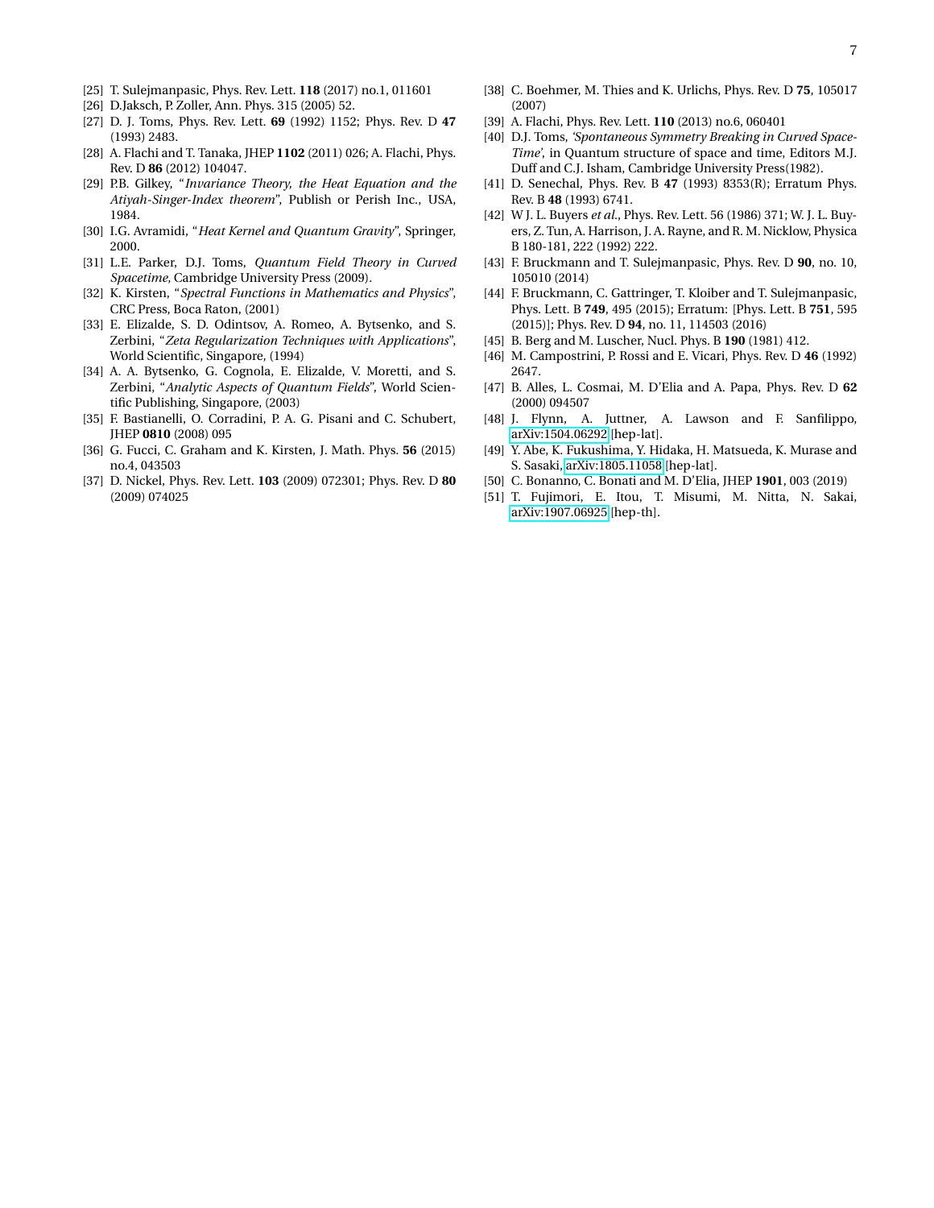[25] T. Sulejmanpasic, Phys. Rev. Lett. **118** (2017) no.1, 011601

[26] D.Jaksch, P. Zoller, Ann. Phys. 315 (2005) 52.

[27] D. J. Toms, Phys. Rev. Lett. **69** (1992) 1152; Phys. Rev. D **47** (1993) 2483.

[28] A. Flachi and T. Tanaka, JHEP **1102** (2011) 026; A. Flachi, Phys. Rev. D **86** (2012) 104047.

[29] P.B. Gilkey, "*Invariance Theory, the Heat Equation and the Atiyah-Singer-Index theorem*", Publish or Perish Inc., USA, 1984.

[30] I.G. Avramidi, "*Heat Kernel and Quantum Gravity*", Springer, 2000.

[31] L.E. Parker, D.J. Toms, *Quantum Field Theory in Curved Spacetime*, Cambridge University Press (2009).

[32] K. Kirsten, "*Spectral Functions in Mathematics and Physics*", CRC Press, Boca Raton, (2001)

[33] E. Elizalde, S. D. Odintsov, A. Romeo, A. Bytsenko, and S. Zerbini, "*Zeta Regularization Techniques with Applications*", World Scientific, Singapore, (1994)

[34] A. A. Bytsenko, G. Cognola, E. Elizalde, V. Moretti, and S. Zerbini, "*Analytic Aspects of Quantum Fields*", World Scientific Publishing, Singapore, (2003)

[35] F. Bastianelli, O. Corradini, P. A. G. Pisani and C. Schubert, JHEP **0810** (2008) 095

[36] G. Fucci, C. Graham and K. Kirsten, J. Math. Phys. **56** (2015) no.4, 043503

[37] D. Nickel, Phys. Rev. Lett. **103** (2009) 072301; Phys. Rev. D **80** (2009) 074025

[38] C. Boehmer, M. Thies and K. Urlichs, Phys. Rev. D **75**, 105017 (2007)

[39] A. Flachi, Phys. Rev. Lett. **110** (2013) no.6, 060401

[40] D.J. Toms, *'Spontaneous Symmetry Breaking in Curved Space-Time'*, in Quantum structure of space and time, Editors M.J. Duff and C.J. Isham, Cambridge University Press(1982).

[41] D. Senechal, Phys. Rev. B **47** (1993) 8353(R); Erratum Phys. Rev. B **48** (1993) 6741.

[42] W J. L. Buyers *et al.*, Phys. Rev. Lett. 56 (1986) 371; W. J. L. Buyers, Z. Tun, A. Harrison, J. A. Rayne, and R. M. Nicklow, Physica B 180-181, 222 (1992) 222.

[43] F. Bruckmann and T. Sulejmanpasic, Phys. Rev. D **90**, no. 10, 105010 (2014)

[44] F. Bruckmann, C. Gattringer, T. Kloiber and T. Sulejmanpasic, Phys. Lett. B **749**, 495 (2015); Erratum: [Phys. Lett. B **751**, 595 (2015)]; Phys. Rev. D **94**, no. 11, 114503 (2016)

[45] B. Berg and M. Luscher, Nucl. Phys. B **190** (1981) 412.

[46] M. Campostrini, P. Rossi and E. Vicari, Phys. Rev. D **46** (1992) 2647.

[47] B. Alles, L. Cosmai, M. D'Elia and A. Papa, Phys. Rev. D **62** (2000) 094507

[48] J. Flynn, A. Juttner, A. Lawson and F. Sanfilippo, arXiv:1504.06292 [hep-lat].

[49] Y. Abe, K. Fukushima, Y. Hidaka, H. Matsueda, K. Murase and S. Sasaki, arXiv:1805.11058 [hep-lat].

[50] C. Bonanno, C. Bonati and M. D'Elia, JHEP **1901**, 003 (2019)

[51] T. Fujimori, E. Itou, T. Misumi, M. Nitta, N. Sakai, arXiv:1907.06925 [hep-th].